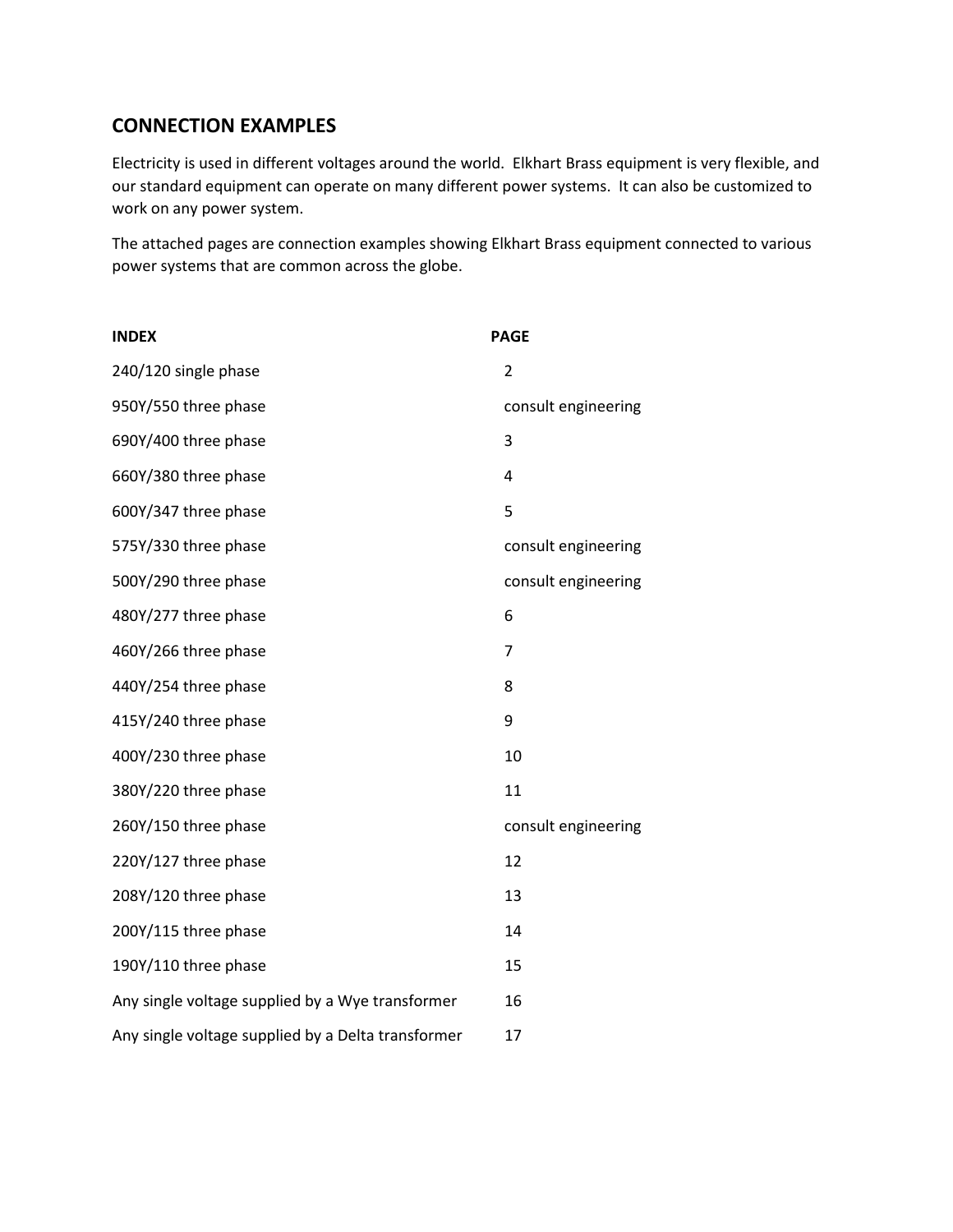## CONNECTION EXAMPLES

Electricity is used in different voltages around the world. Elkhart Brass equipment is very flexible, and our standard equipment can operate on many different power systems. It can also be customized to work on any power system.

The attached pages are connection examples showing Elkhart Brass equipment connected to various power systems that are common across the globe.

| INDEX | PAGE |
|---|---|
| 240/120 single phase | 2 |
| 950Y/550 three phase | consult engineering |
| 690Y/400 three phase | 3 |
| 660Y/380 three phase | 4 |
| 600Y/347 three phase | 5 |
| 575Y/330 three phase | consult engineering |
| 500Y/290 three phase | consult engineering |
| 480Y/277 three phase | 6 |
| 460Y/266 three phase | 7 |
| 440Y/254 three phase | 8 |
| 415Y/240 three phase | 9 |
| 400Y/230 three phase | 10 |
| 380Y/220 three phase | 11 |
| 260Y/150 three phase | consult engineering |
| 220Y/127 three phase | 12 |
| 208Y/120 three phase | 13 |
| 200Y/115 three phase | 14 |
| 190Y/110 three phase | 15 |
| Any single voltage supplied by a Wye transformer | 16 |
| Any single voltage supplied by a Delta transformer | 17 |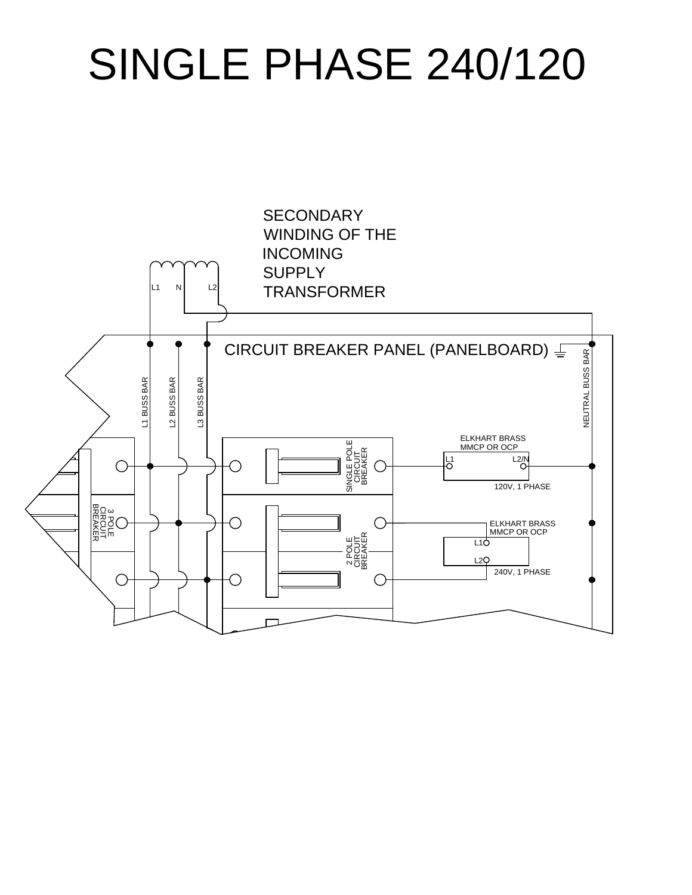# SINGLE PHASE 240/120

SECONDARY WINDING OF THE INCOMING SUPPLY TRANSFORMER

L1 N L2

CIRCUIT BREAKER PANEL (PANELBOARD)

L1 BUSS BAR

L2 BUSS BAR

L3 BUSS BAR

NEUTRAL BUSS BAR

3 POLE CIRCUIT BREAKER

SINGLE POLE CIRCUIT BREAKER

2 POLE CIRCUIT BREAKER

ELKHART BRASS MMCP OR OCP

L1 L2/N

120V, 1 PHASE

ELKHART BRASS MMCP OR OCP

L1 L2

240V, 1 PHASE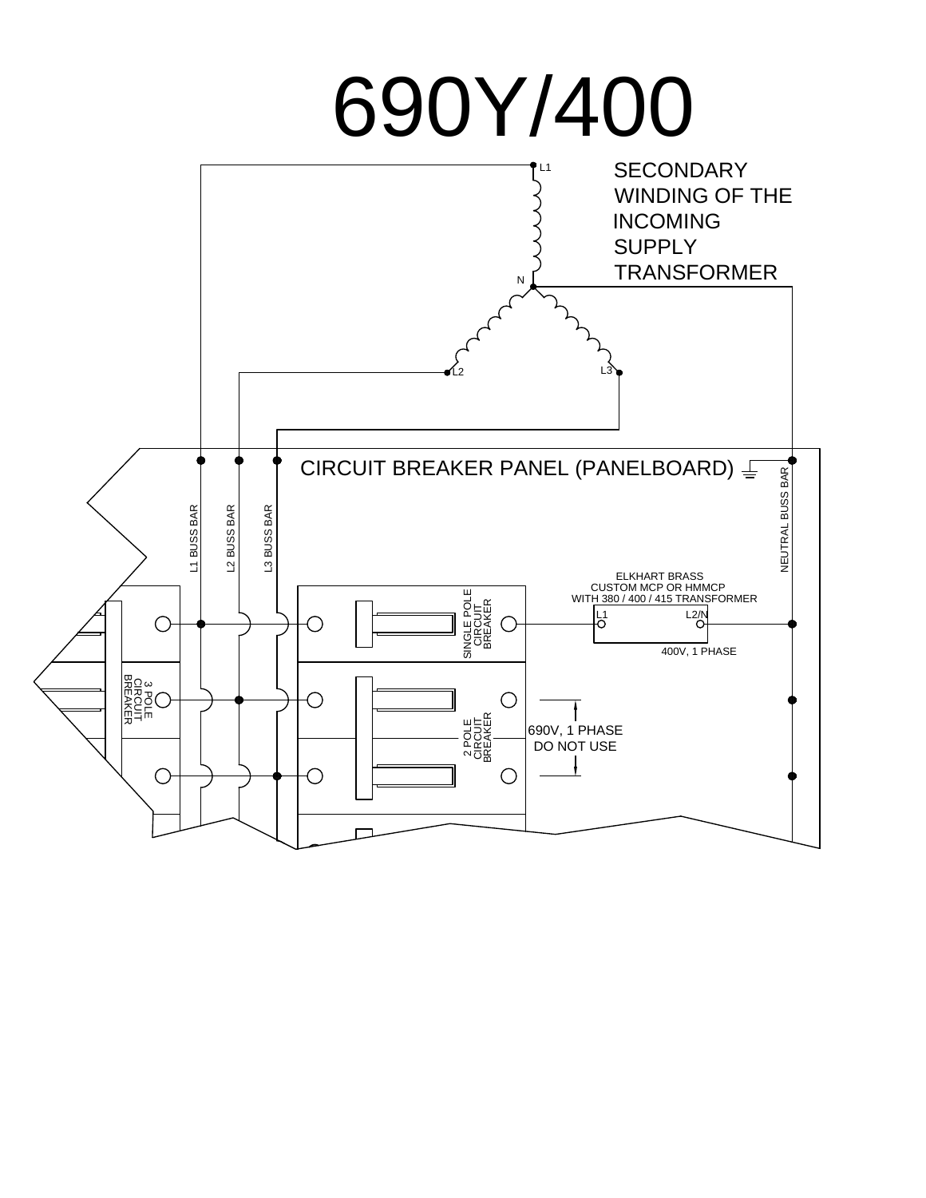# 690Y/400

SECONDARY WINDING OF THE INCOMING SUPPLY TRANSFORMER

L1

N

L2

L3

CIRCUIT BREAKER PANEL (PANELBOARD)

L1 BUSS BAR

L2 BUSS BAR

L3 BUSS BAR

NEUTRAL BUSS BAR

SINGLE POLE CIRCUIT BREAKER

ELKHART BRASS CUSTOM MCP OR HMMCP WITH 380 / 400 / 415 TRANSFORMER

L1

L2/N

400V, 1 PHASE

3 POLE CIRCUIT BREAKER

2 POLE CIRCUIT BREAKER

690V, 1 PHASE DO NOT USE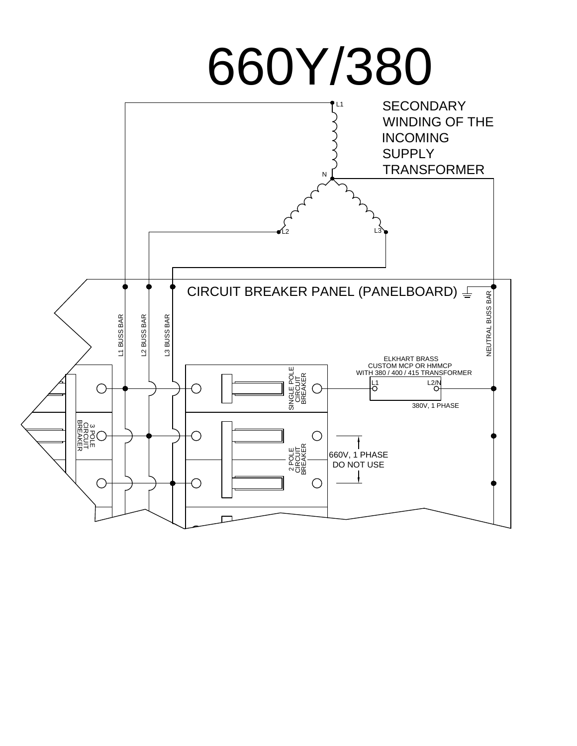# 660Y/380

SECONDARY WINDING OF THE INCOMING SUPPLY TRANSFORMER

L1

N

L2

L3

CIRCUIT BREAKER PANEL (PANELBOARD)

L1 BUSS BAR

L2 BUSS BAR

L3 BUSS BAR

NEUTRAL BUSS BAR

ELKHART BRASS CUSTOM MCP OR HMMCP WITH 380 / 400 / 415 TRANSFORMER

L1

L2/N

380V, 1 PHASE

SINGLE POLE CIRCUIT BREAKER

3 POLE CIRCUIT BREAKER

2 POLE CIRCUIT BREAKER

660V, 1 PHASE DO NOT USE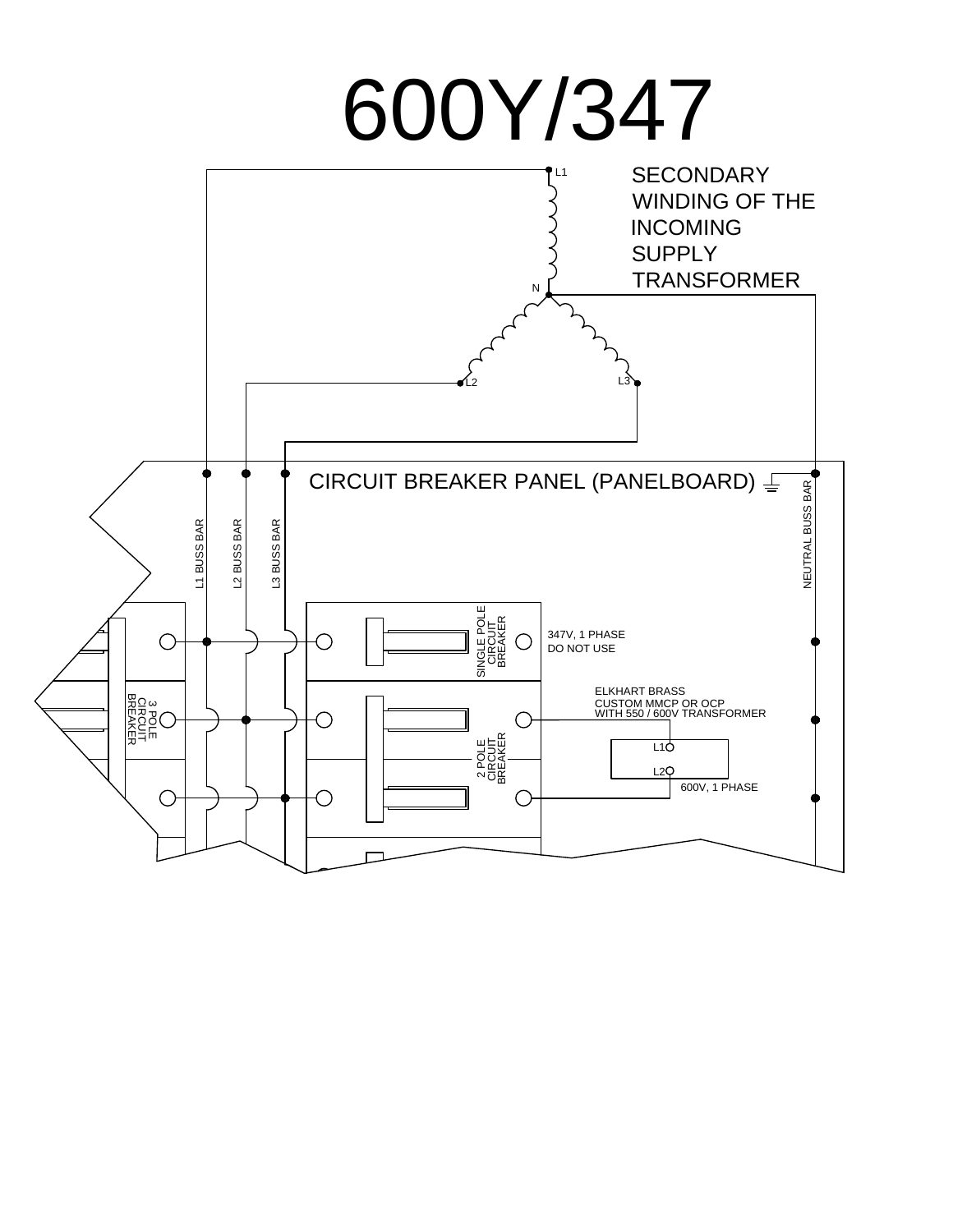# 600Y/347

SECONDARY WINDING OF THE INCOMING SUPPLY TRANSFORMER

L1

N

L2

L3

CIRCUIT BREAKER PANEL (PANELBOARD)

L1 BUSS BAR

L2 BUSS BAR

L3 BUSS BAR

NEUTRAL BUSS BAR

SINGLE POLE CIRCUIT BREAKER

347V, 1 PHASE
DO NOT USE

3 POLE CIRCUIT BREAKER

2 POLE CIRCUIT BREAKER

ELKHART BRASS
CUSTOM MMCP OR OCP
WITH 550 / 600V TRANSFORMER

L1

L2

600V, 1 PHASE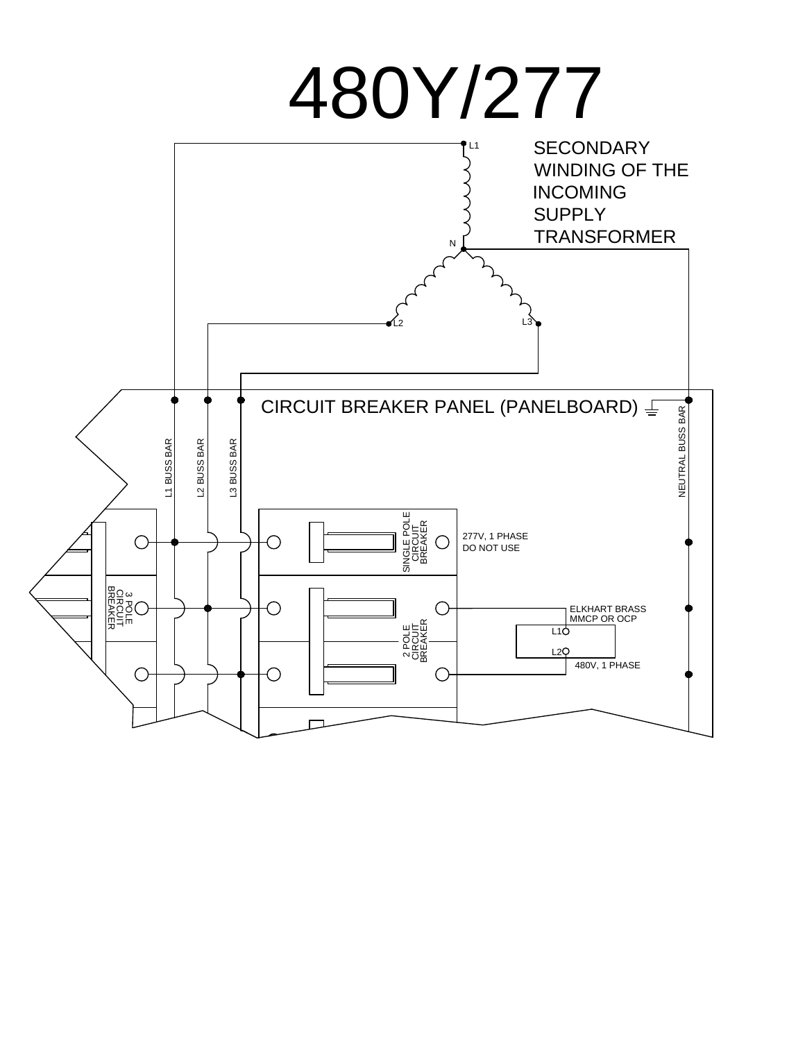# 480Y/277

SECONDARY WINDING OF THE INCOMING SUPPLY TRANSFORMER

L1

N

L2

L3

CIRCUIT BREAKER PANEL (PANELBOARD)

L1 BUSS BAR

L2 BUSS BAR

L3 BUSS BAR

NEUTRAL BUSS BAR

SINGLE POLE CIRCUIT BREAKER

277V, 1 PHASE
DO NOT USE

3 POLE CIRCUIT BREAKER

2 POLE CIRCUIT BREAKER

ELKHART BRASS
MMCP OR OCP

L1

L2

480V, 1 PHASE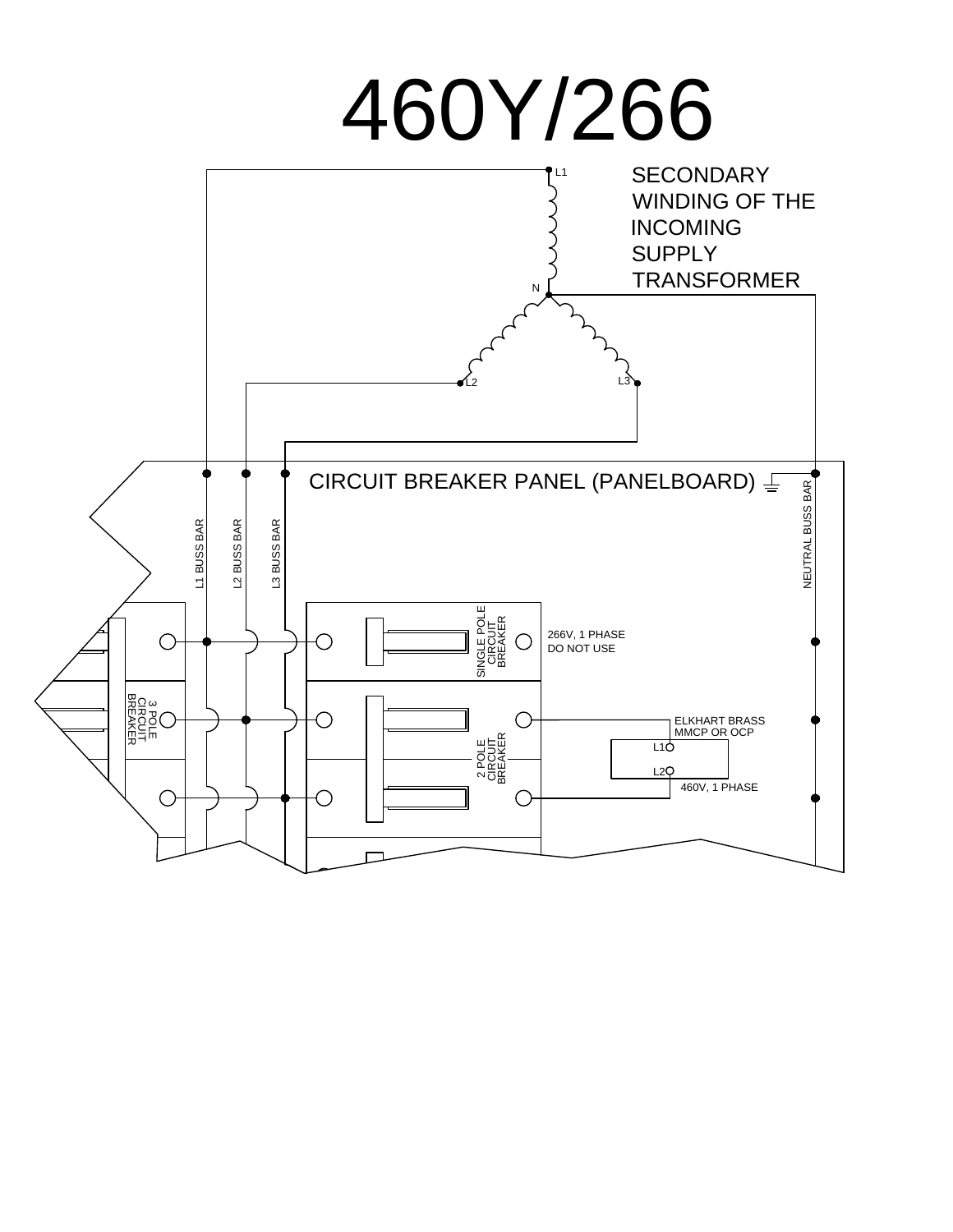# 460Y/266

SECONDARY WINDING OF THE INCOMING SUPPLY TRANSFORMER

L1

N

L2

L3

CIRCUIT BREAKER PANEL (PANELBOARD)

L1 BUSS BAR

L2 BUSS BAR

L3 BUSS BAR

NEUTRAL BUSS BAR

SINGLE POLE CIRCUIT BREAKER

266V, 1 PHASE
DO NOT USE

3 POLE CIRCUIT BREAKER

2 POLE CIRCUIT BREAKER

ELKHART BRASS
MMCP OR OCP

L1

L2

460V, 1 PHASE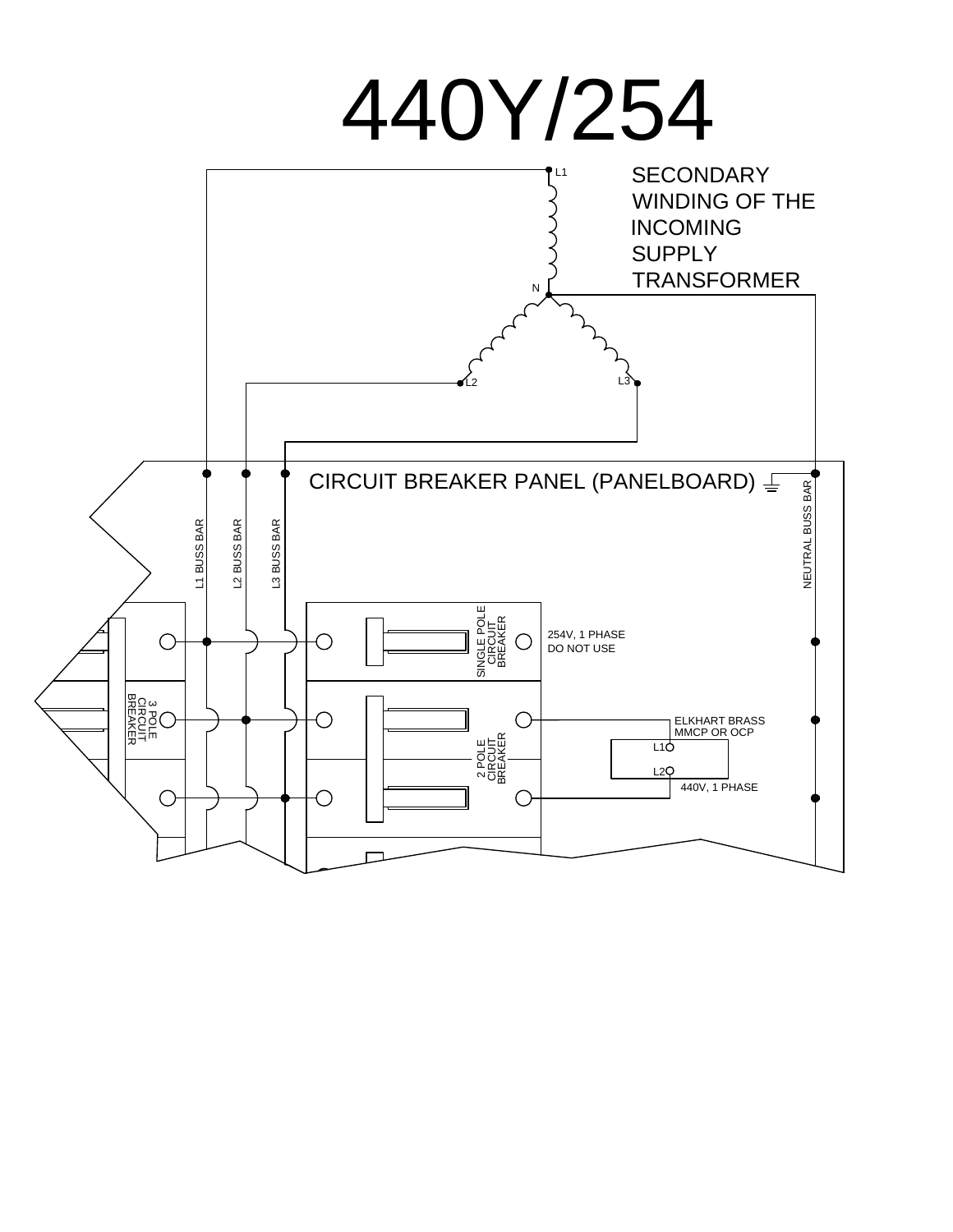# 440Y/254

SECONDARY WINDING OF THE INCOMING SUPPLY TRANSFORMER

L1

N

L2

L3

CIRCUIT BREAKER PANEL (PANELBOARD)

L1 BUSS BAR

L2 BUSS BAR

L3 BUSS BAR

NEUTRAL BUSS BAR

SINGLE POLE CIRCUIT BREAKER

254V, 1 PHASE
DO NOT USE

3 POLE CIRCUIT BREAKER

2 POLE CIRCUIT BREAKER

ELKHART BRASS
MMCP OR OCP

L1

L2

440V, 1 PHASE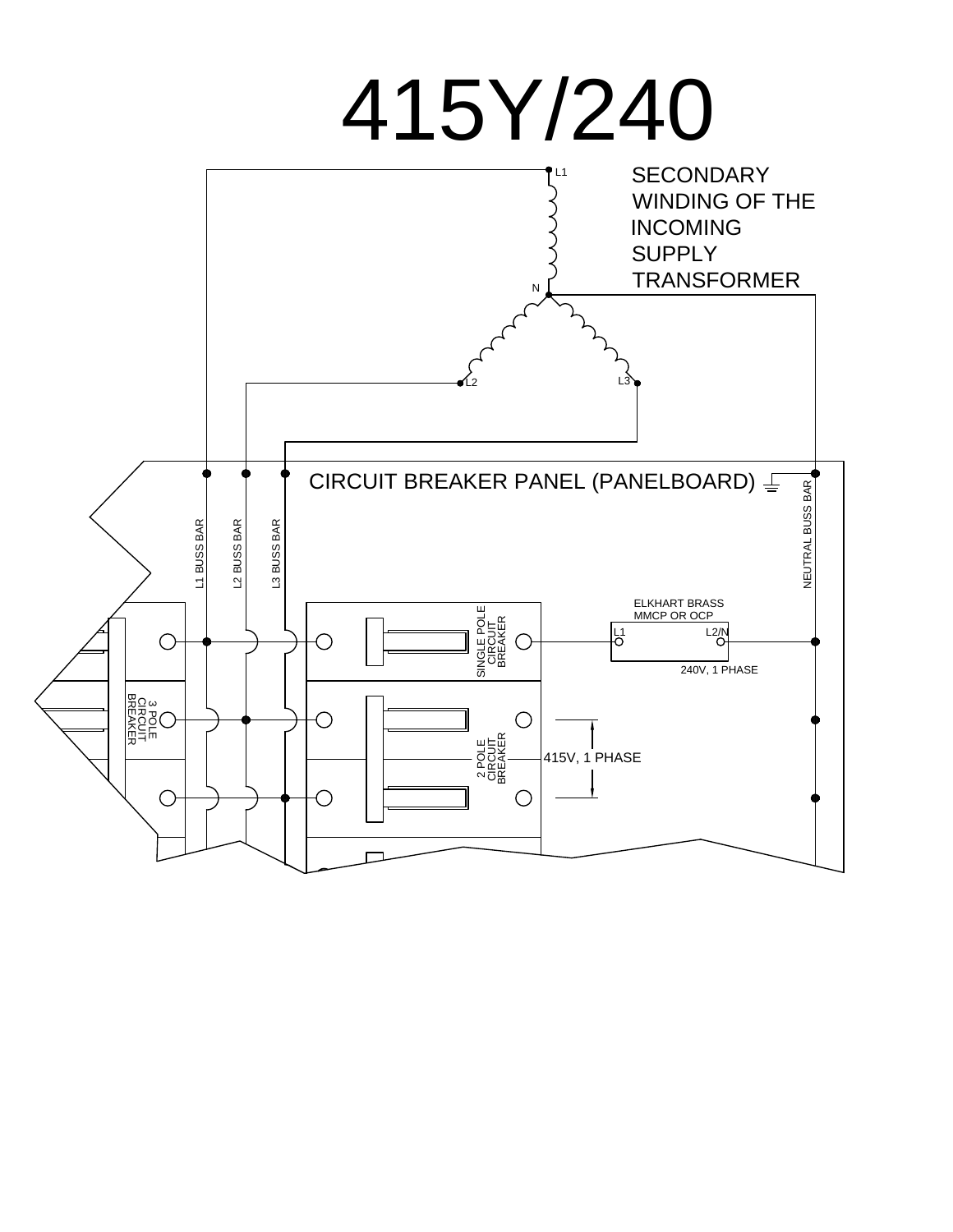# 415Y/240

SECONDARY WINDING OF THE INCOMING SUPPLY TRANSFORMER

L1

N

L2

L3

CIRCUIT BREAKER PANEL (PANELBOARD)

L1 BUSS BAR

L2 BUSS BAR

L3 BUSS BAR

NEUTRAL BUSS BAR

SINGLE POLE CIRCUIT BREAKER

ELKHART BRASS MMCP OR OCP

L1

L2/N

240V, 1 PHASE

3 POLE CIRCUIT BREAKER

2 POLE CIRCUIT BREAKER

415V, 1 PHASE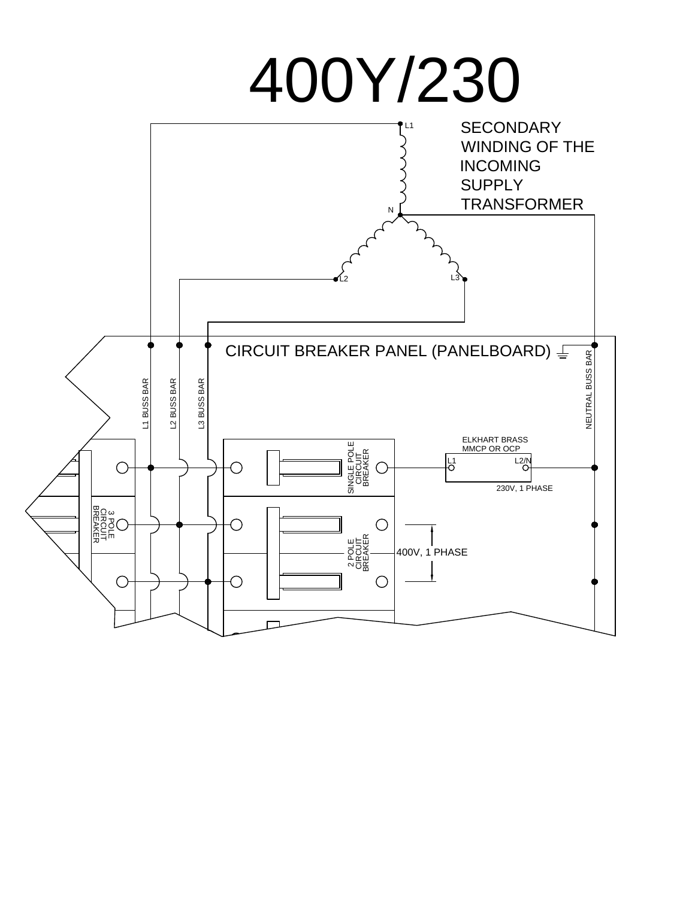# 400Y/230

SECONDARY WINDING OF THE INCOMING SUPPLY TRANSFORMER

L1

N

L2

L3

CIRCUIT BREAKER PANEL (PANELBOARD)

L1 BUSS BAR

L2 BUSS BAR

L3 BUSS BAR

NEUTRAL BUSS BAR

SINGLE POLE CIRCUIT BREAKER

ELKHART BRASS MMCP OR OCP

L1

L2/N

230V, 1 PHASE

3 POLE CIRCUIT BREAKER

2 POLE CIRCUIT BREAKER

400V, 1 PHASE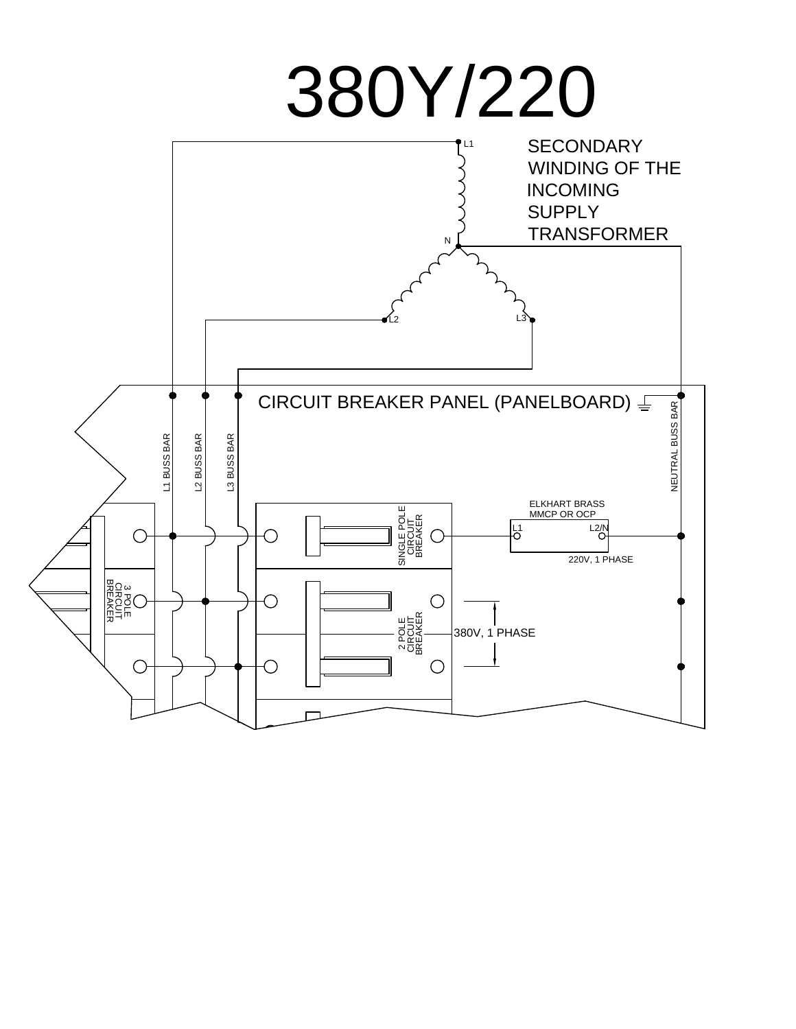# 380Y/220

SECONDARY WINDING OF THE INCOMING SUPPLY TRANSFORMER

L1

N

L2

L3

CIRCUIT BREAKER PANEL (PANELBOARD)

L1 BUSS BAR

L2 BUSS BAR

L3 BUSS BAR

NEUTRAL BUSS BAR

SINGLE POLE CIRCUIT BREAKER

ELKHART BRASS MMCP OR OCP

L1

L2/N

220V, 1 PHASE

3 POLE CIRCUIT BREAKER

2 POLE CIRCUIT BREAKER

380V, 1 PHASE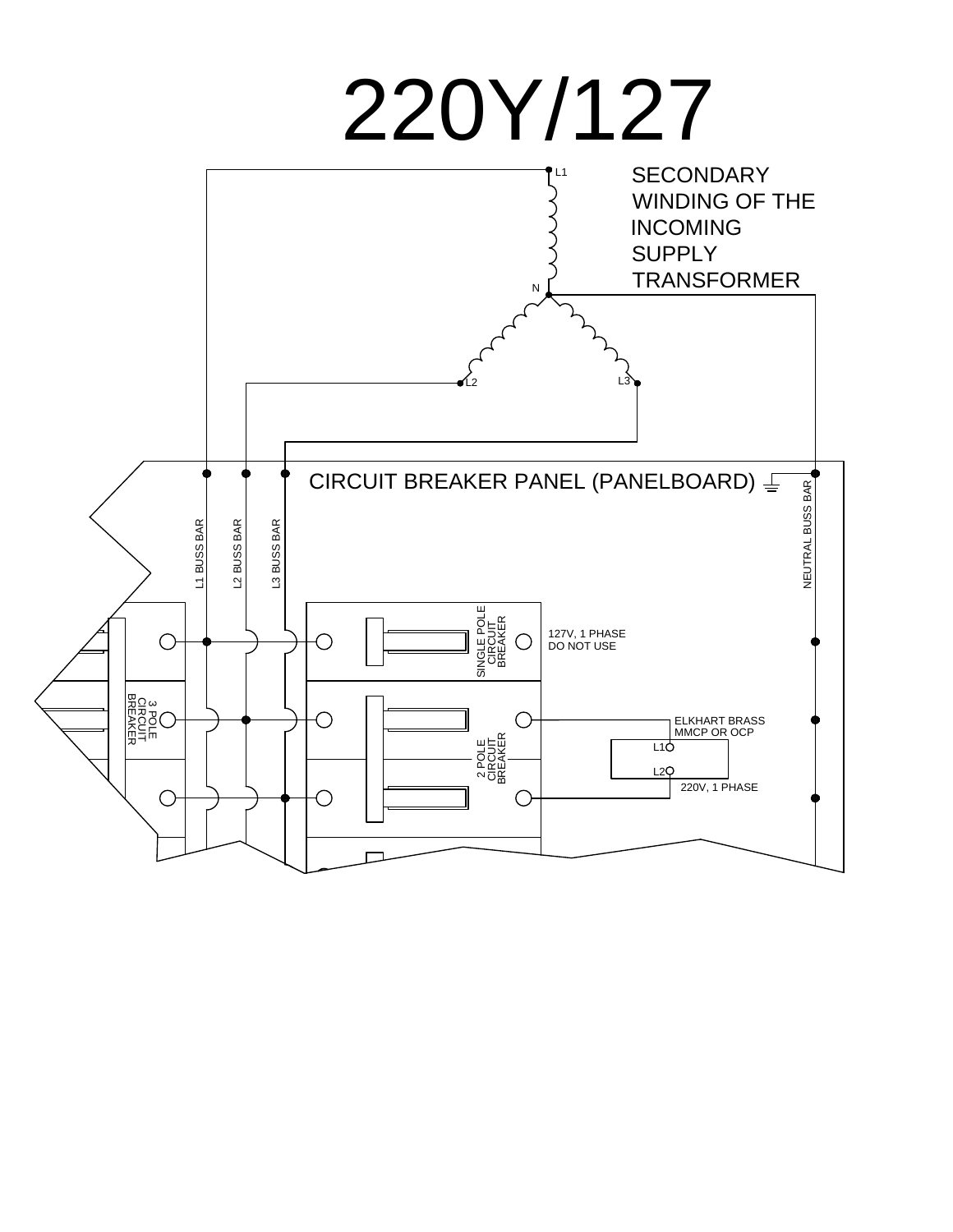# 220Y/127

SECONDARY WINDING OF THE INCOMING SUPPLY TRANSFORMER

L1

N

L2

L3

CIRCUIT BREAKER PANEL (PANELBOARD)

L1 BUSS BAR

L2 BUSS BAR

L3 BUSS BAR

NEUTRAL BUSS BAR

SINGLE POLE CIRCUIT BREAKER

127V, 1 PHASE
DO NOT USE

3 POLE CIRCUIT BREAKER

2 POLE CIRCUIT BREAKER

ELKHART BRASS
MMCP OR OCP

L1

L2

220V, 1 PHASE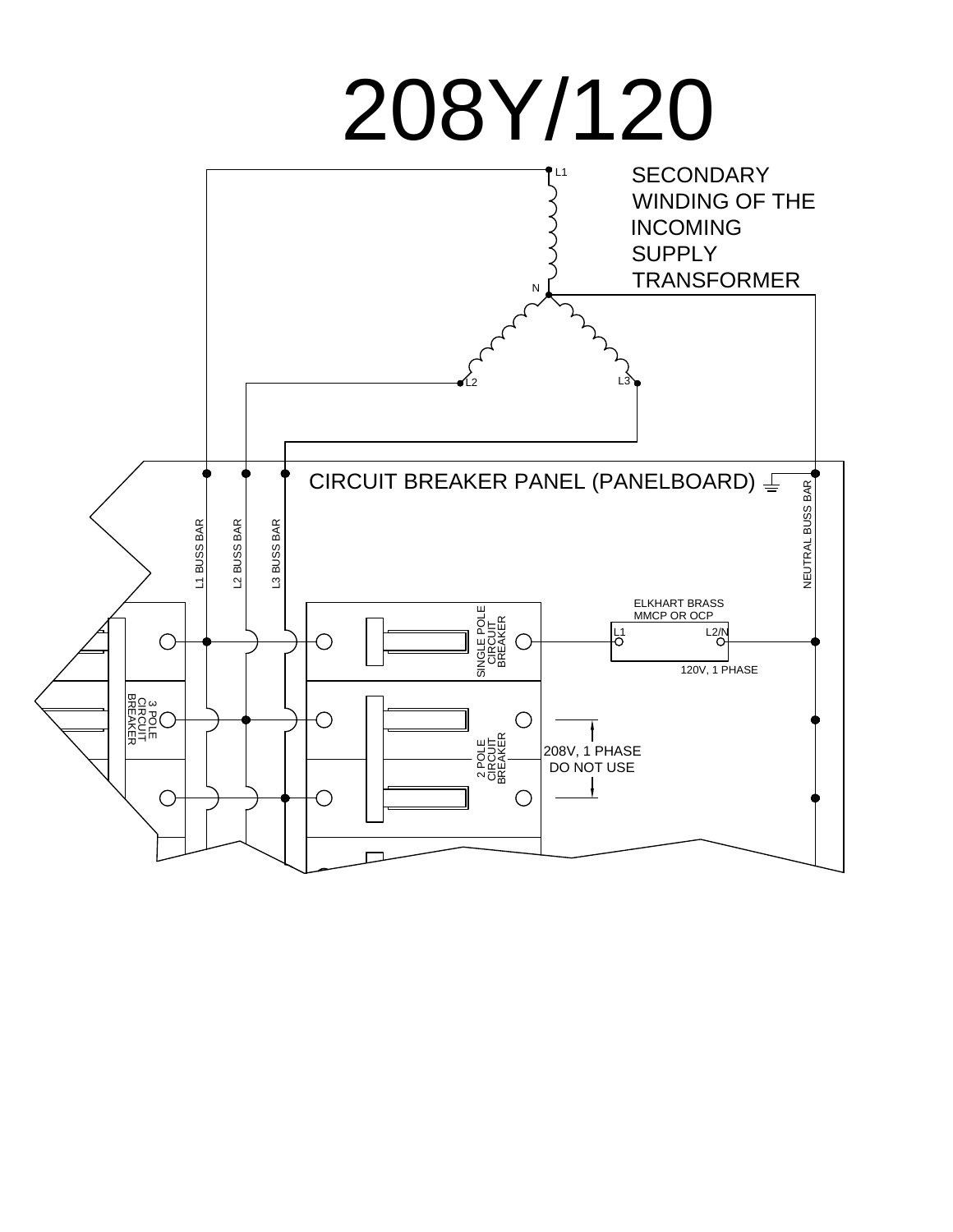# 208Y/120

SECONDARY WINDING OF THE INCOMING SUPPLY TRANSFORMER

L1

N

L2

L3

CIRCUIT BREAKER PANEL (PANELBOARD)

L1 BUSS BAR

L2 BUSS BAR

L3 BUSS BAR

NEUTRAL BUSS BAR

SINGLE POLE CIRCUIT BREAKER

ELKHART BRASS MMCP OR OCP

L1

L2/N

120V, 1 PHASE

3 POLE CIRCUIT BREAKER

2 POLE CIRCUIT BREAKER

208V, 1 PHASE DO NOT USE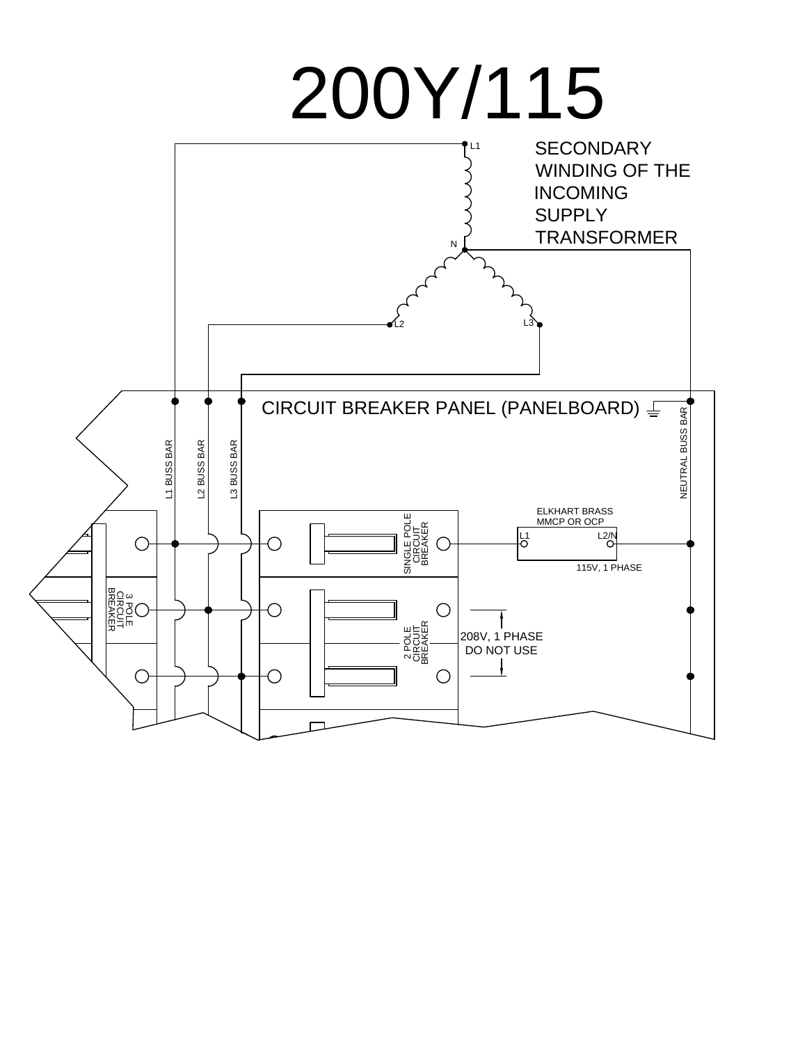# 200Y/115

SECONDARY WINDING OF THE INCOMING SUPPLY TRANSFORMER

L1

N

L2

L3

CIRCUIT BREAKER PANEL (PANELBOARD)

L1 BUSS BAR

L2 BUSS BAR

L3 BUSS BAR

NEUTRAL BUSS BAR

SINGLE POLE CIRCUIT BREAKER

ELKHART BRASS MMCP OR OCP

L1

L2/N

115V, 1 PHASE

3 POLE CIRCUIT BREAKER

2 POLE CIRCUIT BREAKER

208V, 1 PHASE DO NOT USE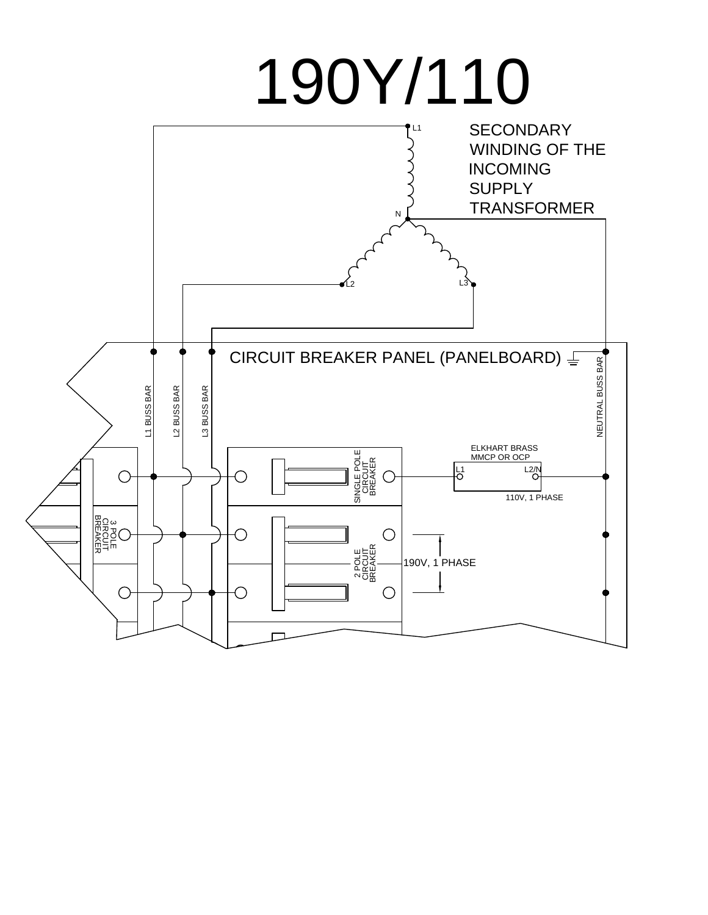# 190Y/110

SECONDARY WINDING OF THE INCOMING SUPPLY TRANSFORMER

L1

N

L2

L3

CIRCUIT BREAKER PANEL (PANELBOARD)

L1 BUSS BAR

L2 BUSS BAR

L3 BUSS BAR

NEUTRAL BUSS BAR

SINGLE POLE CIRCUIT BREAKER

ELKHART BRASS MMCP OR OCP

L1

L2/N

110V, 1 PHASE

3 POLE CIRCUIT BREAKER

2 POLE CIRCUIT BREAKER

190V, 1 PHASE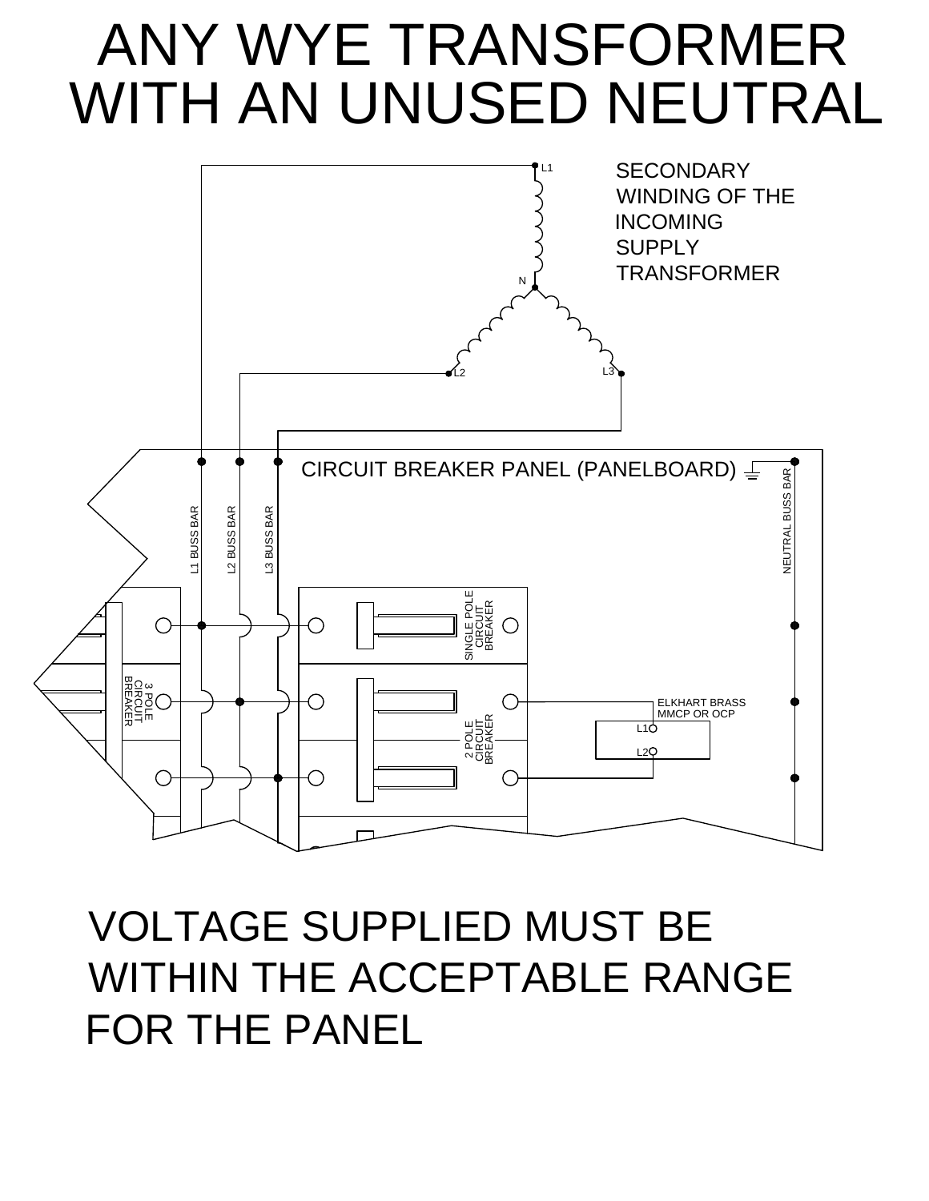# ANY WYE TRANSFORMER WITH AN UNUSED NEUTRAL

SECONDARY WINDING OF THE INCOMING SUPPLY TRANSFORMER

L1

N

L2

L3

CIRCUIT BREAKER PANEL (PANELBOARD)

L1 BUSS BAR

L2 BUSS BAR

L3 BUSS BAR

NEUTRAL BUSS BAR

SINGLE POLE CIRCUIT BREAKER

3 POLE CIRCUIT BREAKER

2 POLE CIRCUIT BREAKER

ELKHART BRASS MMCP OR OCP

L1

L2

VOLTAGE SUPPLIED MUST BE WITHIN THE ACCEPTABLE RANGE FOR THE PANEL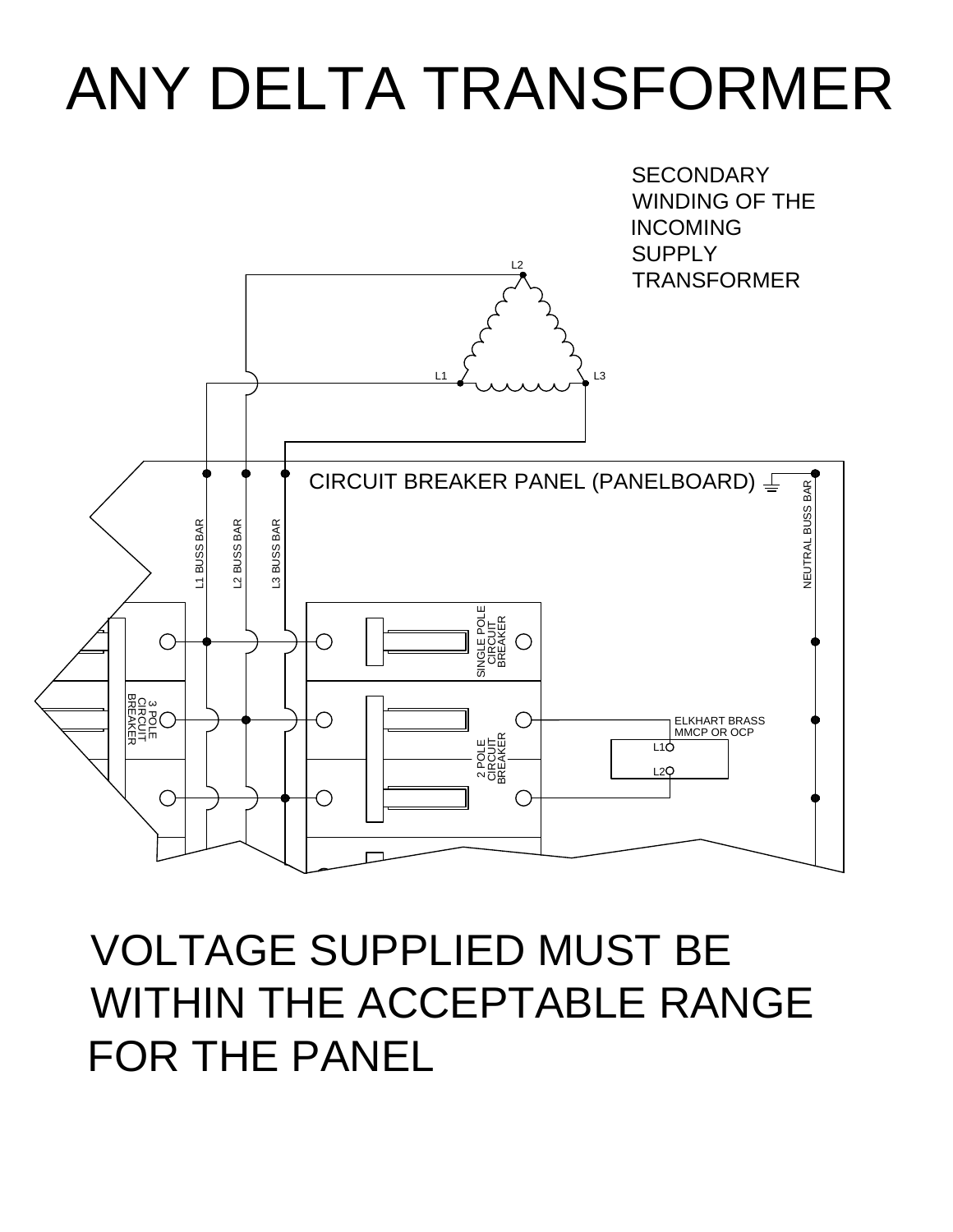# ANY DELTA TRANSFORMER

SECONDARY WINDING OF THE INCOMING SUPPLY TRANSFORMER

L2

L1

L3

CIRCUIT BREAKER PANEL (PANELBOARD)

L1 BUSS BAR

L2 BUSS BAR

L3 BUSS BAR

NEUTRAL BUSS BAR

SINGLE POLE CIRCUIT BREAKER

3 POLE CIRCUIT BREAKER

2 POLE CIRCUIT BREAKER

ELKHART BRASS MMCP OR OCP

L1

L2

VOLTAGE SUPPLIED MUST BE WITHIN THE ACCEPTABLE RANGE FOR THE PANEL